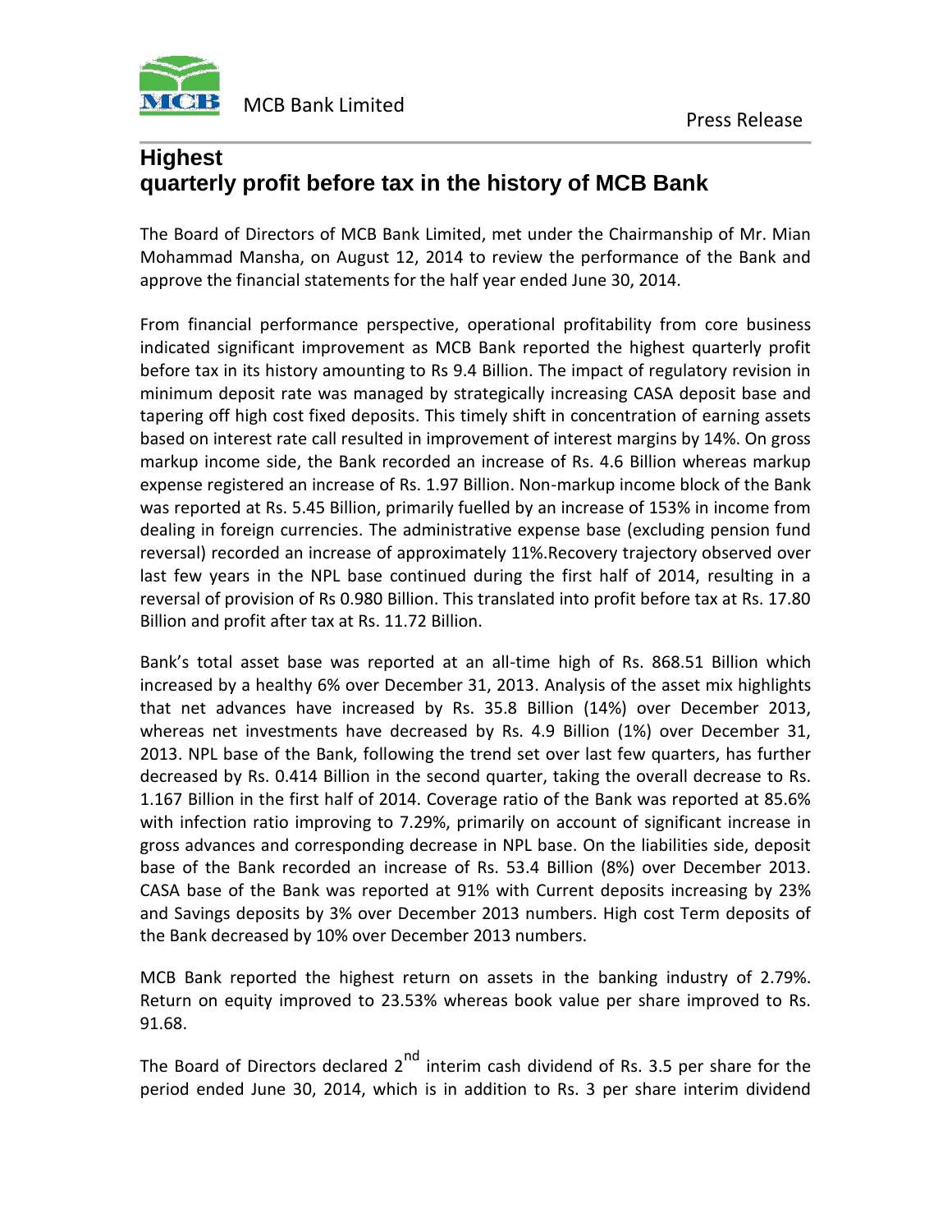MCB Bank Limited

Press Release

# Highest quarterly profit before tax in the history of MCB Bank

The Board of Directors of MCB Bank Limited, met under the Chairmanship of Mr. Mian Mohammad Mansha, on August 12, 2014 to review the performance of the Bank and approve the financial statements for the half year ended June 30, 2014.

From financial performance perspective, operational profitability from core business indicated significant improvement as MCB Bank reported the highest quarterly profit before tax in its history amounting to Rs 9.4 Billion. The impact of regulatory revision in minimum deposit rate was managed by strategically increasing CASA deposit base and tapering off high cost fixed deposits. This timely shift in concentration of earning assets based on interest rate call resulted in improvement of interest margins by 14%. On gross markup income side, the Bank recorded an increase of Rs. 4.6 Billion whereas markup expense registered an increase of Rs. 1.97 Billion. Non-markup income block of the Bank was reported at Rs. 5.45 Billion, primarily fuelled by an increase of 153% in income from dealing in foreign currencies. The administrative expense base (excluding pension fund reversal) recorded an increase of approximately 11%.Recovery trajectory observed over last few years in the NPL base continued during the first half of 2014, resulting in a reversal of provision of Rs 0.980 Billion. This translated into profit before tax at Rs. 17.80 Billion and profit after tax at Rs. 11.72 Billion.

Bank's total asset base was reported at an all-time high of Rs. 868.51 Billion which increased by a healthy 6% over December 31, 2013. Analysis of the asset mix highlights that net advances have increased by Rs. 35.8 Billion (14%) over December 2013, whereas net investments have decreased by Rs. 4.9 Billion (1%) over December 31, 2013. NPL base of the Bank, following the trend set over last few quarters, has further decreased by Rs. 0.414 Billion in the second quarter, taking the overall decrease to Rs. 1.167 Billion in the first half of 2014. Coverage ratio of the Bank was reported at 85.6% with infection ratio improving to 7.29%, primarily on account of significant increase in gross advances and corresponding decrease in NPL base. On the liabilities side, deposit base of the Bank recorded an increase of Rs. 53.4 Billion (8%) over December 2013. CASA base of the Bank was reported at 91% with Current deposits increasing by 23% and Savings deposits by 3% over December 2013 numbers. High cost Term deposits of the Bank decreased by 10% over December 2013 numbers.

MCB Bank reported the highest return on assets in the banking industry of 2.79%. Return on equity improved to 23.53% whereas book value per share improved to Rs. 91.68.

The Board of Directors declared 2nd interim cash dividend of Rs. 3.5 per share for the period ended June 30, 2014, which is in addition to Rs. 3 per share interim dividend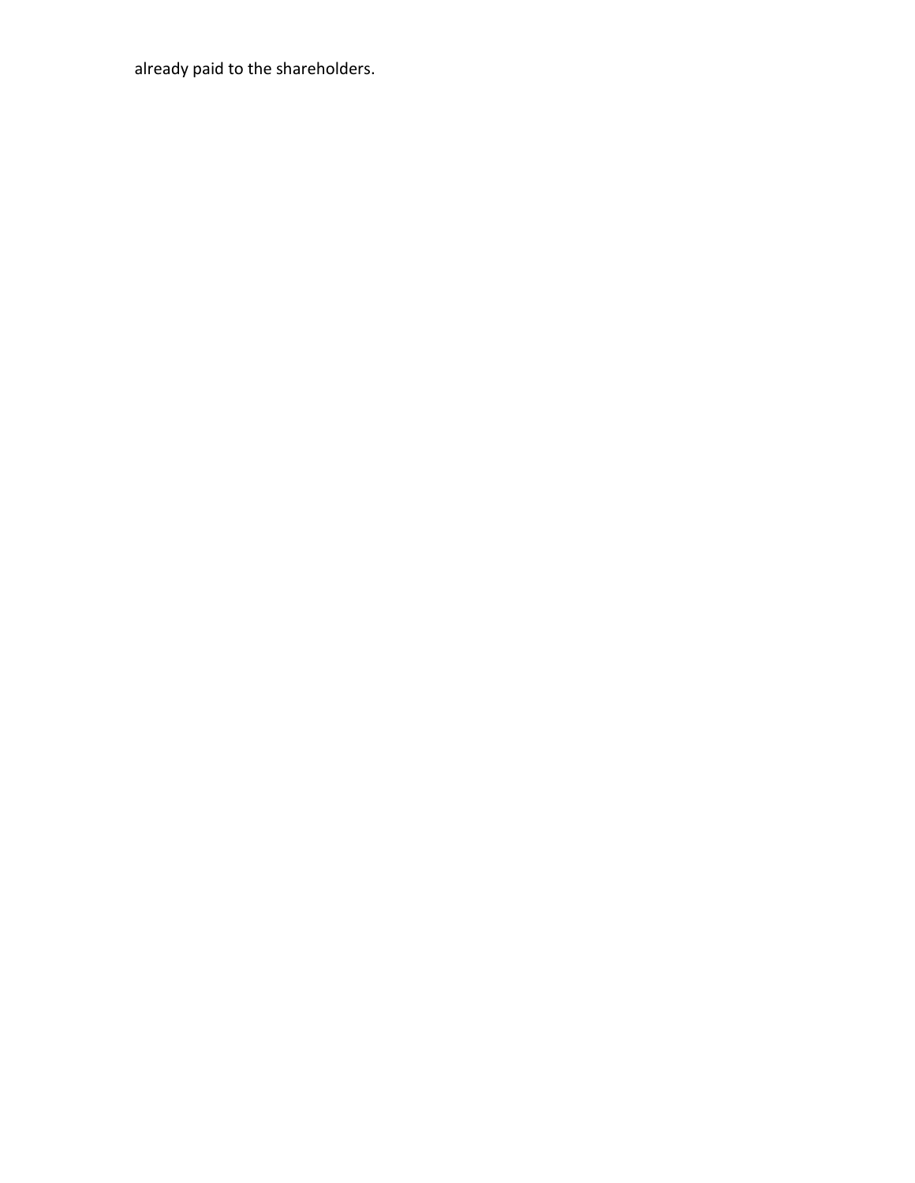already paid to the shareholders.